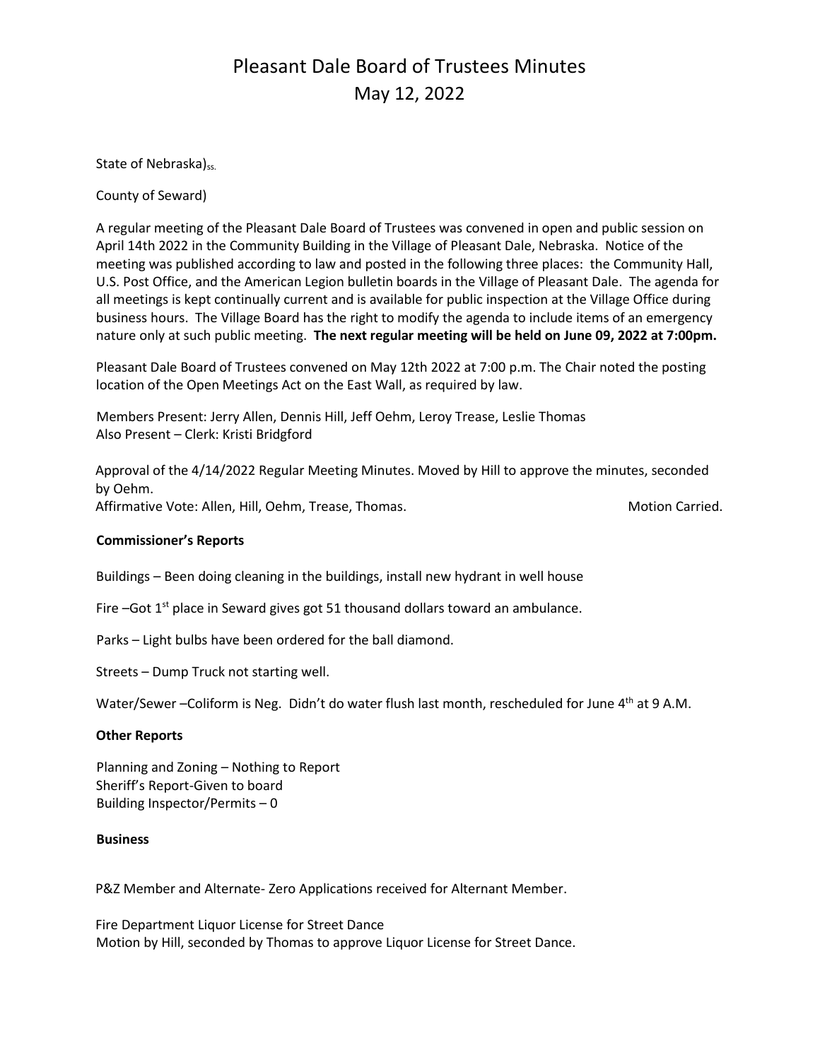# Pleasant Dale Board of Trustees Minutes
## May 12, 2022

State of Nebraska)$_{ss.}$

County of Seward)

A regular meeting of the Pleasant Dale Board of Trustees was convened in open and public session on April 14th 2022 in the Community Building in the Village of Pleasant Dale, Nebraska. Notice of the meeting was published according to law and posted in the following three places: the Community Hall, U.S. Post Office, and the American Legion bulletin boards in the Village of Pleasant Dale. The agenda for all meetings is kept continually current and is available for public inspection at the Village Office during business hours. The Village Board has the right to modify the agenda to include items of an emergency nature only at such public meeting. **The next regular meeting will be held on June 09, 2022 at 7:00pm.**

Pleasant Dale Board of Trustees convened on May 12th 2022 at 7:00 p.m. The Chair noted the posting location of the Open Meetings Act on the East Wall, as required by law.

Members Present: Jerry Allen, Dennis Hill, Jeff Oehm, Leroy Trease, Leslie Thomas
Also Present – Clerk: Kristi Bridgford

Approval of the 4/14/2022 Regular Meeting Minutes. Moved by Hill to approve the minutes, seconded by Oehm.
Affirmative Vote: Allen, Hill, Oehm, Trease, Thomas. Motion Carried.

**Commissioner's Reports**

Buildings – Been doing cleaning in the buildings, install new hydrant in well house

Fire –Got 1st place in Seward gives got 51 thousand dollars toward an ambulance.

Parks – Light bulbs have been ordered for the ball diamond.

Streets – Dump Truck not starting well.

Water/Sewer –Coliform is Neg. Didn't do water flush last month, rescheduled for June 4th at 9 A.M.

**Other Reports**

Planning and Zoning – Nothing to Report
Sheriff's Report-Given to board
Building Inspector/Permits – 0

**Business**

P&Z Member and Alternate- Zero Applications received for Alternant Member.

Fire Department Liquor License for Street Dance
Motion by Hill, seconded by Thomas to approve Liquor License for Street Dance.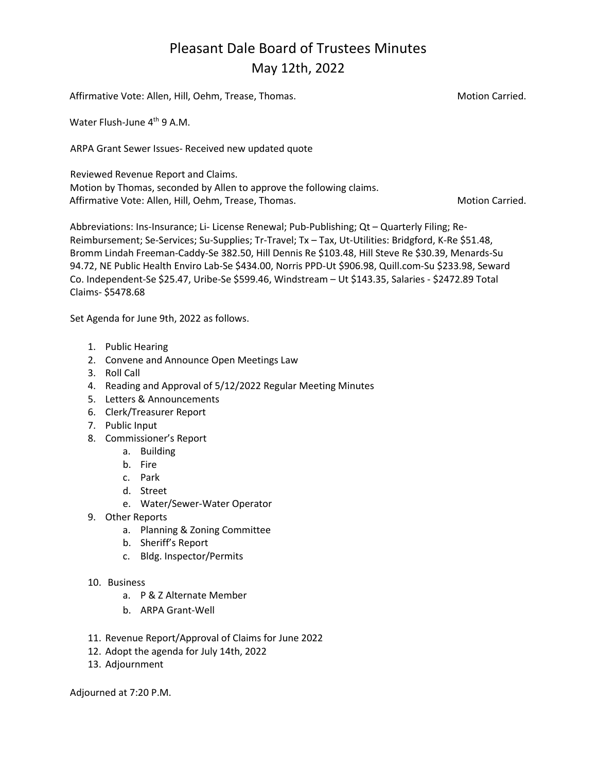# Pleasant Dale Board of Trustees Minutes
## May 12th, 2022

Affirmative Vote: Allen, Hill, Oehm, Trease, Thomas. Motion Carried.

Water Flush-June 4th 9 A.M.

ARPA Grant Sewer Issues- Received new updated quote

Reviewed Revenue Report and Claims.
Motion by Thomas, seconded by Allen to approve the following claims.
Affirmative Vote: Allen, Hill, Oehm, Trease, Thomas. Motion Carried.

Abbreviations: Ins-Insurance; Li- License Renewal; Pub-Publishing; Qt – Quarterly Filing; Re-Reimbursement; Se-Services; Su-Supplies; Tr-Travel; Tx – Tax, Ut-Utilities: Bridgford, K-Re $51.48, Bromm Lindah Freeman-Caddy-Se 382.50, Hill Dennis Re $103.48, Hill Steve Re $30.39, Menards-Su 94.72, NE Public Health Enviro Lab-Se $434.00, Norris PPD-Ut $906.98, Quill.com-Su $233.98, Seward Co. Independent-Se $25.47, Uribe-Se $599.46, Windstream – Ut $143.35, Salaries - $2472.89 Total Claims- $5478.68

Set Agenda for June 9th, 2022 as follows.

1. Public Hearing
2. Convene and Announce Open Meetings Law
3. Roll Call
4. Reading and Approval of 5/12/2022 Regular Meeting Minutes
5. Letters & Announcements
6. Clerk/Treasurer Report
7. Public Input
8. Commissioner's Report
   a. Building
   b. Fire
   c. Park
   d. Street
   e. Water/Sewer-Water Operator
9. Other Reports
   a. Planning & Zoning Committee
   b. Sheriff's Report
   c. Bldg. Inspector/Permits
10. Business
    a. P & Z Alternate Member
    b. ARPA Grant-Well
11. Revenue Report/Approval of Claims for June 2022
12. Adopt the agenda for July 14th, 2022
13. Adjournment

Adjourned at 7:20 P.M.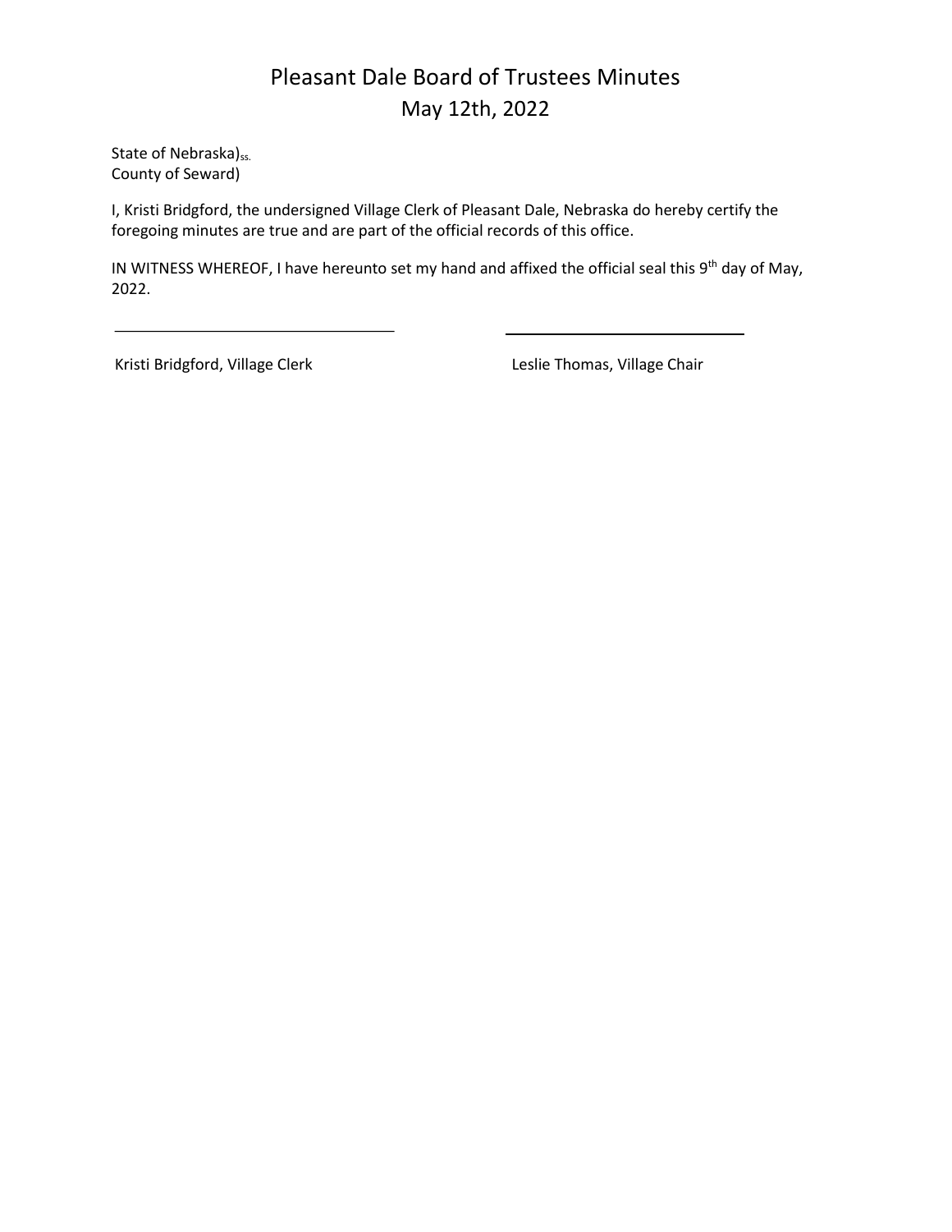# Pleasant Dale Board of Trustees Minutes
## May 12th, 2022

State of Nebraska)ss.
County of Seward)

I, Kristi Bridgford, the undersigned Village Clerk of Pleasant Dale, Nebraska do hereby certify the foregoing minutes are true and are part of the official records of this office.

IN WITNESS WHEREOF, I have hereunto set my hand and affixed the official seal this 9th day of May, 2022.

\_\_\_\_\_\_\_\_\_\_\_\_\_\_\_\_\_\_\_\_\_\_\_\_\_\_\_\_\_\_\_\_
Kristi Bridgford, Village Clerk

\_\_\_\_\_\_\_\_\_\_\_\_\_\_\_\_\_\_\_\_\_\_\_\_\_\_\_\_\_\_\_\_
Leslie Thomas, Village Chair